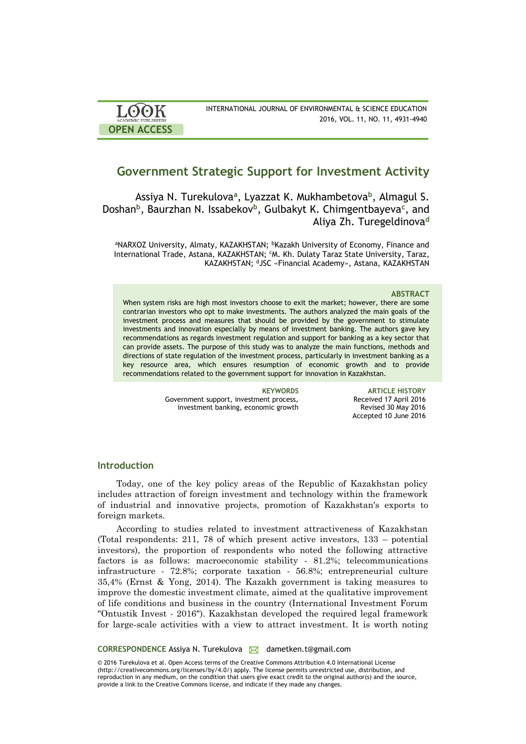# Government Strategic Support for Investment Activity

Assiya N. Turekulova[a], Lyazzat K. Mukhambetova[b], Almagul S. Doshan[b], Baurzhan N. Issabekov[b], Gulbakyt K. Chimgentbayeva[c], and Aliya Zh. Turegeldinova[d]

[a]NARXOZ University, Almaty, KAZAKHSTAN; [b]Kazakh University of Economy, Finance and International Trade, Astana, KAZAKHSTAN; [c]M. Kh. Dulaty Taraz State University, Taraz, KAZAKHSTAN; [d]JSC «Financial Academy», Astana, KAZAKHSTAN

### ABSTRACT

When system risks are high most investors choose to exit the market; however, there are some contrarian investors who opt to make investments. The authors analyzed the main goals of the investment process and measures that should be provided by the government to stimulate investments and innovation especially by means of investment banking. The authors gave key recommendations as regards investment regulation and support for banking as a key sector that can provide assets. The purpose of this study was to analyze the main functions, methods and directions of state regulation of the investment process, particularly in investment banking as a key resource area, which ensures resumption of economic growth and to provide recommendations related to the government support for innovation in Kazakhstan.

**KEYWORDS**
Government support, investment process, investment banking, economic growth

**ARTICLE HISTORY**
Received 17 April 2016
Revised 30 May 2016
Accepted 10 June 2016

## Introduction

Today, one of the key policy areas of the Republic of Kazakhstan policy includes attraction of foreign investment and technology within the framework of industrial and innovative projects, promotion of Kazakhstan's exports to foreign markets.

According to studies related to investment attractiveness of Kazakhstan (Total respondents: 211, 78 of which present active investors, 133 – potential investors), the proportion of respondents who noted the following attractive factors is as follows: macroeconomic stability - 81.2%; telecommunications infrastructure - 72.8%; corporate taxation - 56.8%; entrepreneurial culture 35,4% (Ernst & Yong, 2014). The Kazakh government is taking measures to improve the domestic investment climate, aimed at the qualitative improvement of life conditions and business in the country (International Investment Forum "Ontustik Invest - 2016"). Kazakhstan developed the required legal framework for large-scale activities with a view to attract investment. It is worth noting

**CORRESPONDENCE** Assiya N. Turekulova dametken.t@gmail.com

© 2016 Turekulova et al. Open Access terms of the Creative Commons Attribution 4.0 International License (http://creativecommons.org/licenses/by/4.0/) apply. The license permits unrestricted use, distribution, and reproduction in any medium, on the condition that users give exact credit to the original author(s) and the source, provide a link to the Creative Commons license, and indicate if they made any changes.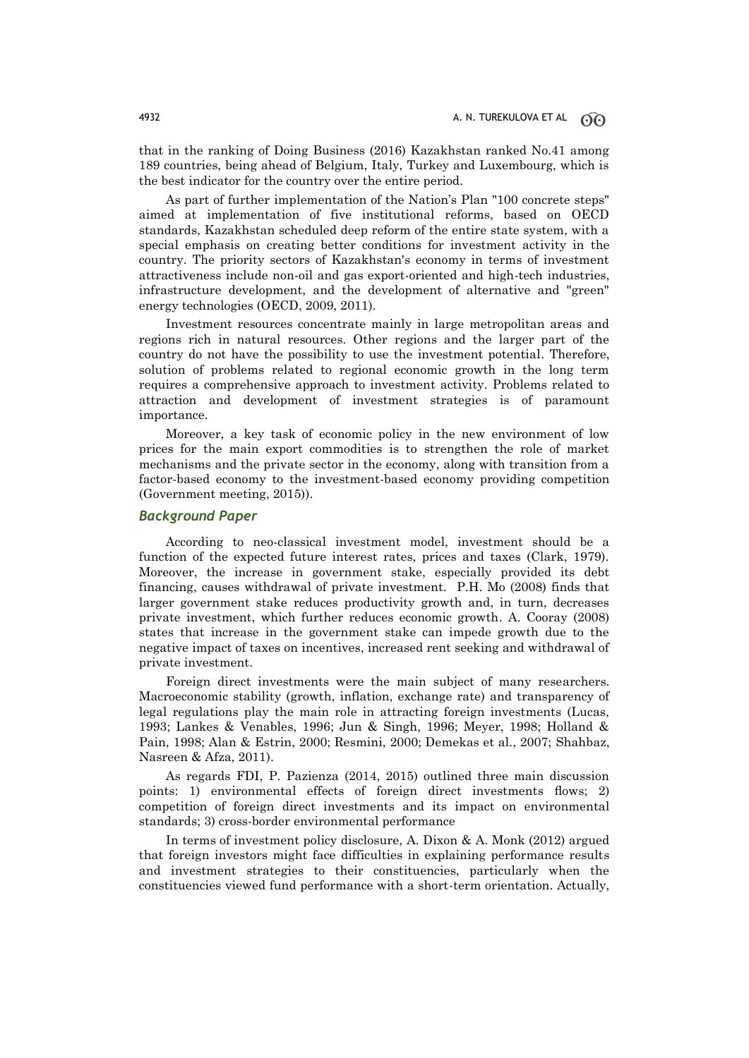that in the ranking of Doing Business (2016) Kazakhstan ranked No.41 among 189 countries, being ahead of Belgium, Italy, Turkey and Luxembourg, which is the best indicator for the country over the entire period.

As part of further implementation of the Nation's Plan "100 concrete steps" aimed at implementation of five institutional reforms, based on OECD standards, Kazakhstan scheduled deep reform of the entire state system, with a special emphasis on creating better conditions for investment activity in the country. The priority sectors of Kazakhstan's economy in terms of investment attractiveness include non-oil and gas export-oriented and high-tech industries, infrastructure development, and the development of alternative and "green" energy technologies (OECD, 2009, 2011).

Investment resources concentrate mainly in large metropolitan areas and regions rich in natural resources. Other regions and the larger part of the country do not have the possibility to use the investment potential. Therefore, solution of problems related to regional economic growth in the long term requires a comprehensive approach to investment activity. Problems related to attraction and development of investment strategies is of paramount importance.

Moreover, a key task of economic policy in the new environment of low prices for the main export commodities is to strengthen the role of market mechanisms and the private sector in the economy, along with transition from a factor-based economy to the investment-based economy providing competition (Government meeting, 2015)).

## Background Paper

According to neo-classical investment model, investment should be a function of the expected future interest rates, prices and taxes (Clark, 1979). Moreover, the increase in government stake, especially provided its debt financing, causes withdrawal of private investment. P.H. Mo (2008) finds that larger government stake reduces productivity growth and, in turn, decreases private investment, which further reduces economic growth. A. Cooray (2008) states that increase in the government stake can impede growth due to the negative impact of taxes on incentives, increased rent seeking and withdrawal of private investment.

Foreign direct investments were the main subject of many researchers. Macroeconomic stability (growth, inflation, exchange rate) and transparency of legal regulations play the main role in attracting foreign investments (Lucas, 1993; Lankes & Venables, 1996; Jun & Singh, 1996; Meyer, 1998; Holland & Pain, 1998; Alan & Estrin, 2000; Resmini, 2000; Demekas et al., 2007; Shahbaz, Nasreen & Afza, 2011).

As regards FDI, P. Pazienza (2014, 2015) outlined three main discussion points: 1) environmental effects of foreign direct investments flows; 2) competition of foreign direct investments and its impact on environmental standards; 3) cross-border environmental performance

In terms of investment policy disclosure, A. Dixon & A. Monk (2012) argued that foreign investors might face difficulties in explaining performance results and investment strategies to their constituencies, particularly when the constituencies viewed fund performance with a short-term orientation. Actually,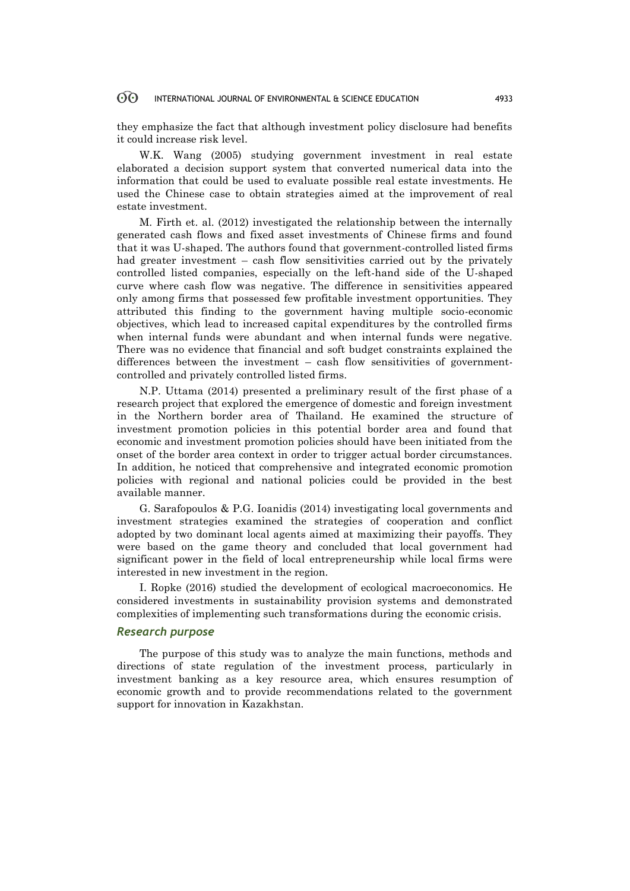they emphasize the fact that although investment policy disclosure had benefits it could increase risk level.

W.K. Wang (2005) studying government investment in real estate elaborated a decision support system that converted numerical data into the information that could be used to evaluate possible real estate investments. He used the Chinese case to obtain strategies aimed at the improvement of real estate investment.

M. Firth et. al. (2012) investigated the relationship between the internally generated cash flows and fixed asset investments of Chinese firms and found that it was U-shaped. The authors found that government-controlled listed firms had greater investment – cash flow sensitivities carried out by the privately controlled listed companies, especially on the left-hand side of the U-shaped curve where cash flow was negative. The difference in sensitivities appeared only among firms that possessed few profitable investment opportunities. They attributed this finding to the government having multiple socio-economic objectives, which lead to increased capital expenditures by the controlled firms when internal funds were abundant and when internal funds were negative. There was no evidence that financial and soft budget constraints explained the differences between the investment – cash flow sensitivities of government-controlled and privately controlled listed firms.

N.P. Uttama (2014) presented a preliminary result of the first phase of a research project that explored the emergence of domestic and foreign investment in the Northern border area of Thailand. He examined the structure of investment promotion policies in this potential border area and found that economic and investment promotion policies should have been initiated from the onset of the border area context in order to trigger actual border circumstances. In addition, he noticed that comprehensive and integrated economic promotion policies with regional and national policies could be provided in the best available manner.

G. Sarafopoulos & P.G. Ioanidis (2014) investigating local governments and investment strategies examined the strategies of cooperation and conflict adopted by two dominant local agents aimed at maximizing their payoffs. They were based on the game theory and concluded that local government had significant power in the field of local entrepreneurship while local firms were interested in new investment in the region.

I. Ropke (2016) studied the development of ecological macroeconomics. He considered investments in sustainability provision systems and demonstrated complexities of implementing such transformations during the economic crisis.

### *Research purpose*

The purpose of this study was to analyze the main functions, methods and directions of state regulation of the investment process, particularly in investment banking as a key resource area, which ensures resumption of economic growth and to provide recommendations related to the government support for innovation in Kazakhstan.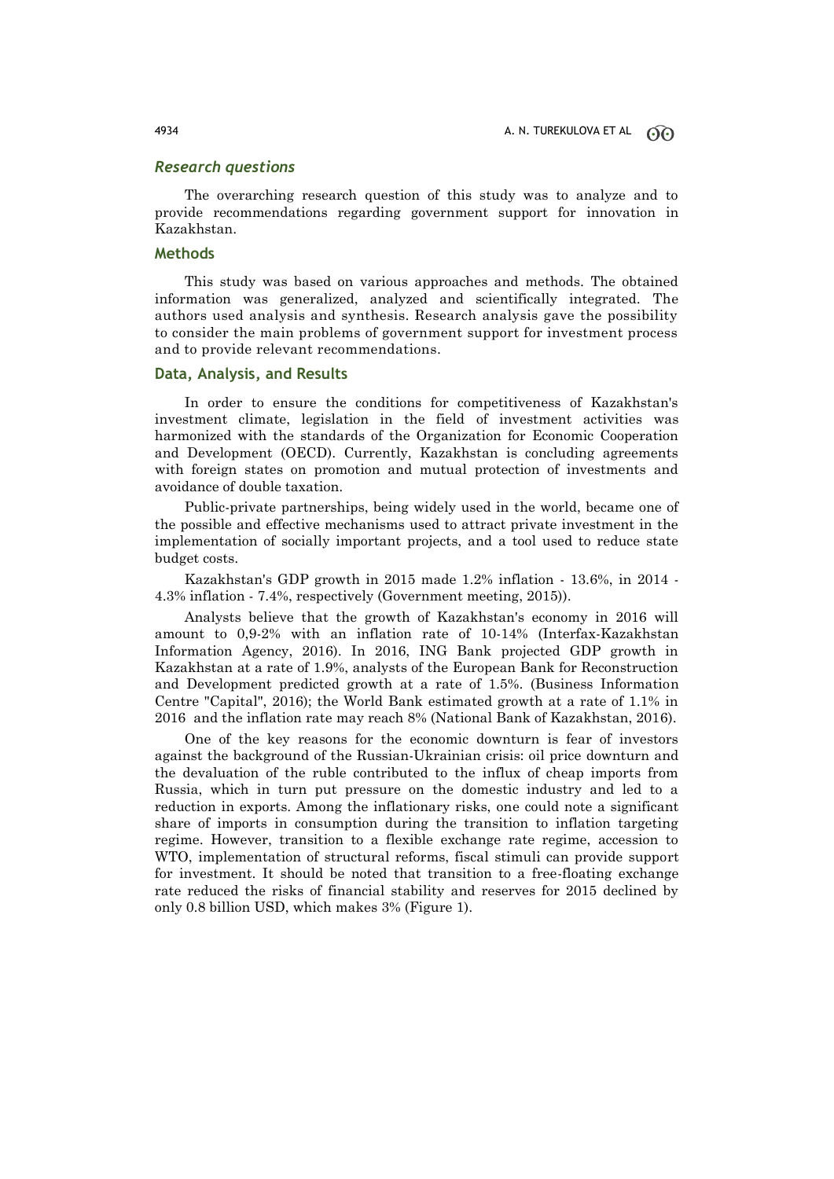### *Research questions*

The overarching research question of this study was to analyze and to provide recommendations regarding government support for innovation in Kazakhstan.

### Methods

This study was based on various approaches and methods. The obtained information was generalized, analyzed and scientifically integrated. The authors used analysis and synthesis. Research analysis gave the possibility to consider the main problems of government support for investment process and to provide relevant recommendations.

### Data, Analysis, and Results

In order to ensure the conditions for competitiveness of Kazakhstan's investment climate, legislation in the field of investment activities was harmonized with the standards of the Organization for Economic Cooperation and Development (OECD). Currently, Kazakhstan is concluding agreements with foreign states on promotion and mutual protection of investments and avoidance of double taxation.

Public-private partnerships, being widely used in the world, became one of the possible and effective mechanisms used to attract private investment in the implementation of socially important projects, and a tool used to reduce state budget costs.

Kazakhstan's GDP growth in 2015 made 1.2% inflation - 13.6%, in 2014 - 4.3% inflation - 7.4%, respectively (Government meeting, 2015)).

Analysts believe that the growth of Kazakhstan's economy in 2016 will amount to 0,9-2% with an inflation rate of 10-14% (Interfax-Kazakhstan Information Agency, 2016). In 2016, ING Bank projected GDP growth in Kazakhstan at a rate of 1.9%, analysts of the European Bank for Reconstruction and Development predicted growth at a rate of 1.5%. (Business Information Centre "Capital", 2016); the World Bank estimated growth at a rate of 1.1% in 2016 and the inflation rate may reach 8% (National Bank of Kazakhstan, 2016).

One of the key reasons for the economic downturn is fear of investors against the background of the Russian-Ukrainian crisis: oil price downturn and the devaluation of the ruble contributed to the influx of cheap imports from Russia, which in turn put pressure on the domestic industry and led to a reduction in exports. Among the inflationary risks, one could note a significant share of imports in consumption during the transition to inflation targeting regime. However, transition to a flexible exchange rate regime, accession to WTO, implementation of structural reforms, fiscal stimuli can provide support for investment. It should be noted that transition to a free-floating exchange rate reduced the risks of financial stability and reserves for 2015 declined by only 0.8 billion USD, which makes 3% (Figure 1).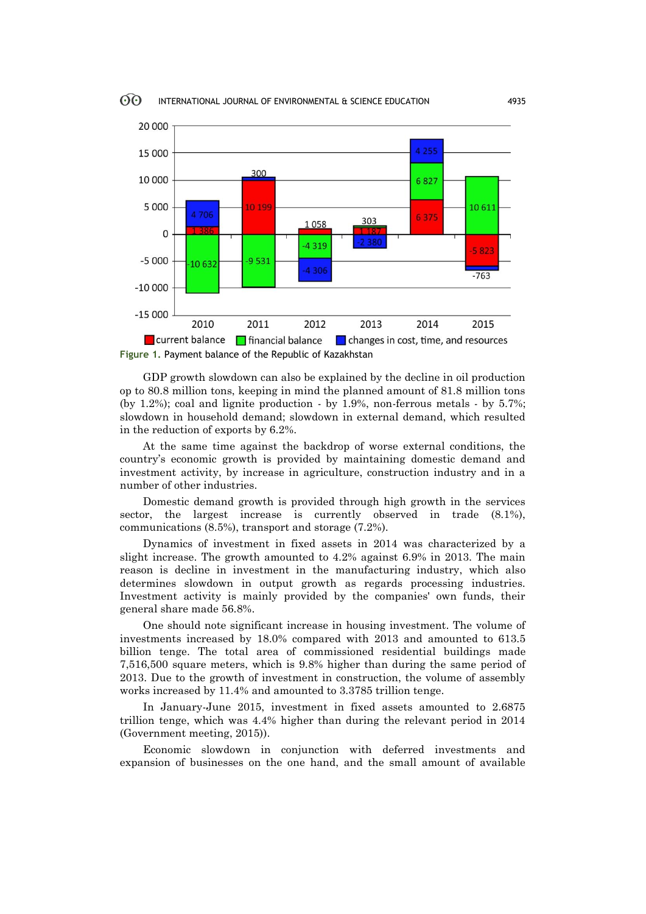Figure 1. Payment balance of the Republic of Kazakhstan

GDP growth slowdown can also be explained by the decline in oil production op to 80.8 million tons, keeping in mind the planned amount of 81.8 million tons (by 1.2%); coal and lignite production - by 1.9%, non-ferrous metals - by 5.7%; slowdown in household demand; slowdown in external demand, which resulted in the reduction of exports by 6.2%.

At the same time against the backdrop of worse external conditions, the country's economic growth is provided by maintaining domestic demand and investment activity, by increase in agriculture, construction industry and in a number of other industries.

Domestic demand growth is provided through high growth in the services sector, the largest increase is currently observed in trade (8.1%), communications (8.5%), transport and storage (7.2%).

Dynamics of investment in fixed assets in 2014 was characterized by a slight increase. The growth amounted to 4.2% against 6.9% in 2013. The main reason is decline in investment in the manufacturing industry, which also determines slowdown in output growth as regards processing industries. Investment activity is mainly provided by the companies' own funds, their general share made 56.8%.

One should note significant increase in housing investment. The volume of investments increased by 18.0% compared with 2013 and amounted to 613.5 billion tenge. The total area of commissioned residential buildings made 7,516,500 square meters, which is 9.8% higher than during the same period of 2013. Due to the growth of investment in construction, the volume of assembly works increased by 11.4% and amounted to 3.3785 trillion tenge.

In January-June 2015, investment in fixed assets amounted to 2.6875 trillion tenge, which was 4.4% higher than during the relevant period in 2014 (Government meeting, 2015)).

Economic slowdown in conjunction with deferred investments and expansion of businesses on the one hand, and the small amount of available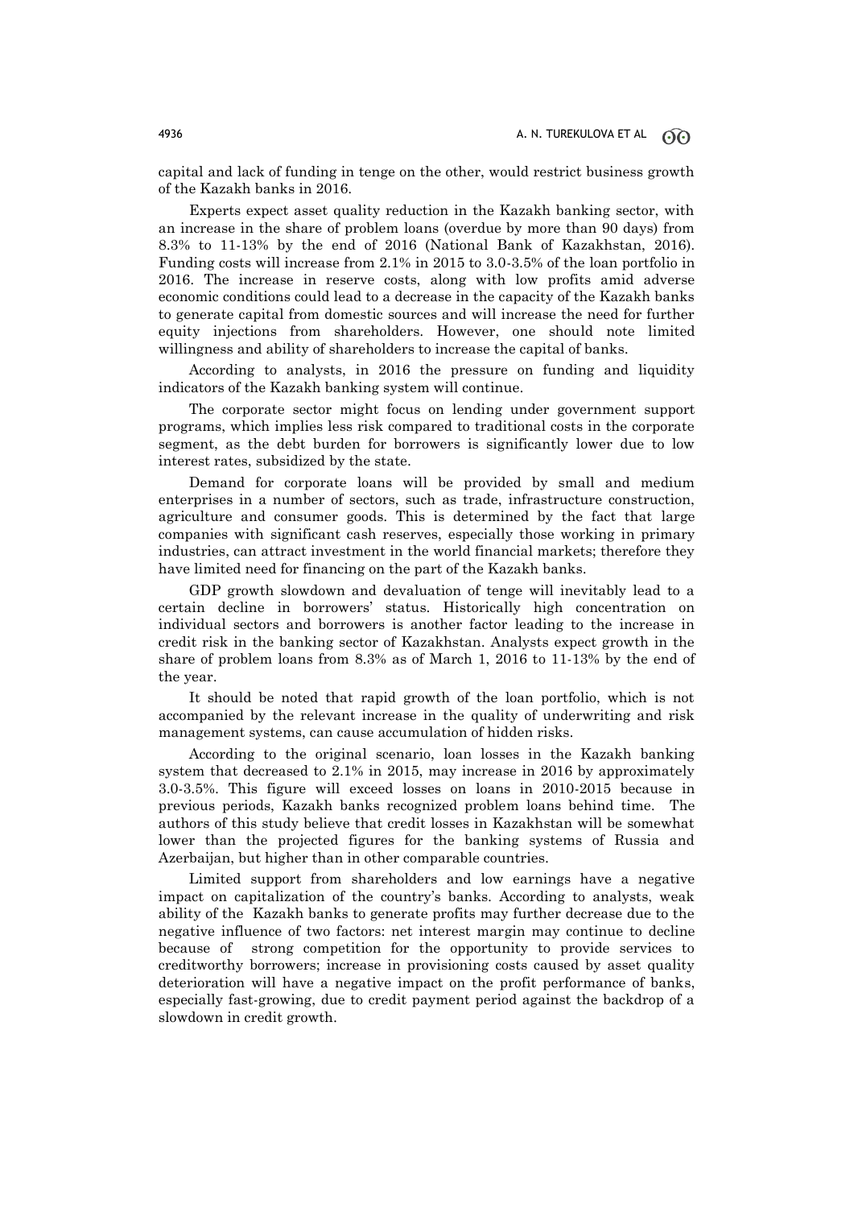capital and lack of funding in tenge on the other, would restrict business growth of the Kazakh banks in 2016.

Experts expect asset quality reduction in the Kazakh banking sector, with an increase in the share of problem loans (overdue by more than 90 days) from 8.3% to 11-13% by the end of 2016 (National Bank of Kazakhstan, 2016). Funding costs will increase from 2.1% in 2015 to 3.0-3.5% of the loan portfolio in 2016. The increase in reserve costs, along with low profits amid adverse economic conditions could lead to a decrease in the capacity of the Kazakh banks to generate capital from domestic sources and will increase the need for further equity injections from shareholders. However, one should note limited willingness and ability of shareholders to increase the capital of banks.

According to analysts, in 2016 the pressure on funding and liquidity indicators of the Kazakh banking system will continue.

The corporate sector might focus on lending under government support programs, which implies less risk compared to traditional costs in the corporate segment, as the debt burden for borrowers is significantly lower due to low interest rates, subsidized by the state.

Demand for corporate loans will be provided by small and medium enterprises in a number of sectors, such as trade, infrastructure construction, agriculture and consumer goods. This is determined by the fact that large companies with significant cash reserves, especially those working in primary industries, can attract investment in the world financial markets; therefore they have limited need for financing on the part of the Kazakh banks.

GDP growth slowdown and devaluation of tenge will inevitably lead to a certain decline in borrowers' status. Historically high concentration on individual sectors and borrowers is another factor leading to the increase in credit risk in the banking sector of Kazakhstan. Analysts expect growth in the share of problem loans from 8.3% as of March 1, 2016 to 11-13% by the end of the year.

It should be noted that rapid growth of the loan portfolio, which is not accompanied by the relevant increase in the quality of underwriting and risk management systems, can cause accumulation of hidden risks.

According to the original scenario, loan losses in the Kazakh banking system that decreased to 2.1% in 2015, may increase in 2016 by approximately 3.0-3.5%. This figure will exceed losses on loans in 2010-2015 because in previous periods, Kazakh banks recognized problem loans behind time. The authors of this study believe that credit losses in Kazakhstan will be somewhat lower than the projected figures for the banking systems of Russia and Azerbaijan, but higher than in other comparable countries.

Limited support from shareholders and low earnings have a negative impact on capitalization of the country's banks. According to analysts, weak ability of the Kazakh banks to generate profits may further decrease due to the negative influence of two factors: net interest margin may continue to decline because of strong competition for the opportunity to provide services to creditworthy borrowers; increase in provisioning costs caused by asset quality deterioration will have a negative impact on the profit performance of banks, especially fast-growing, due to credit payment period against the backdrop of a slowdown in credit growth.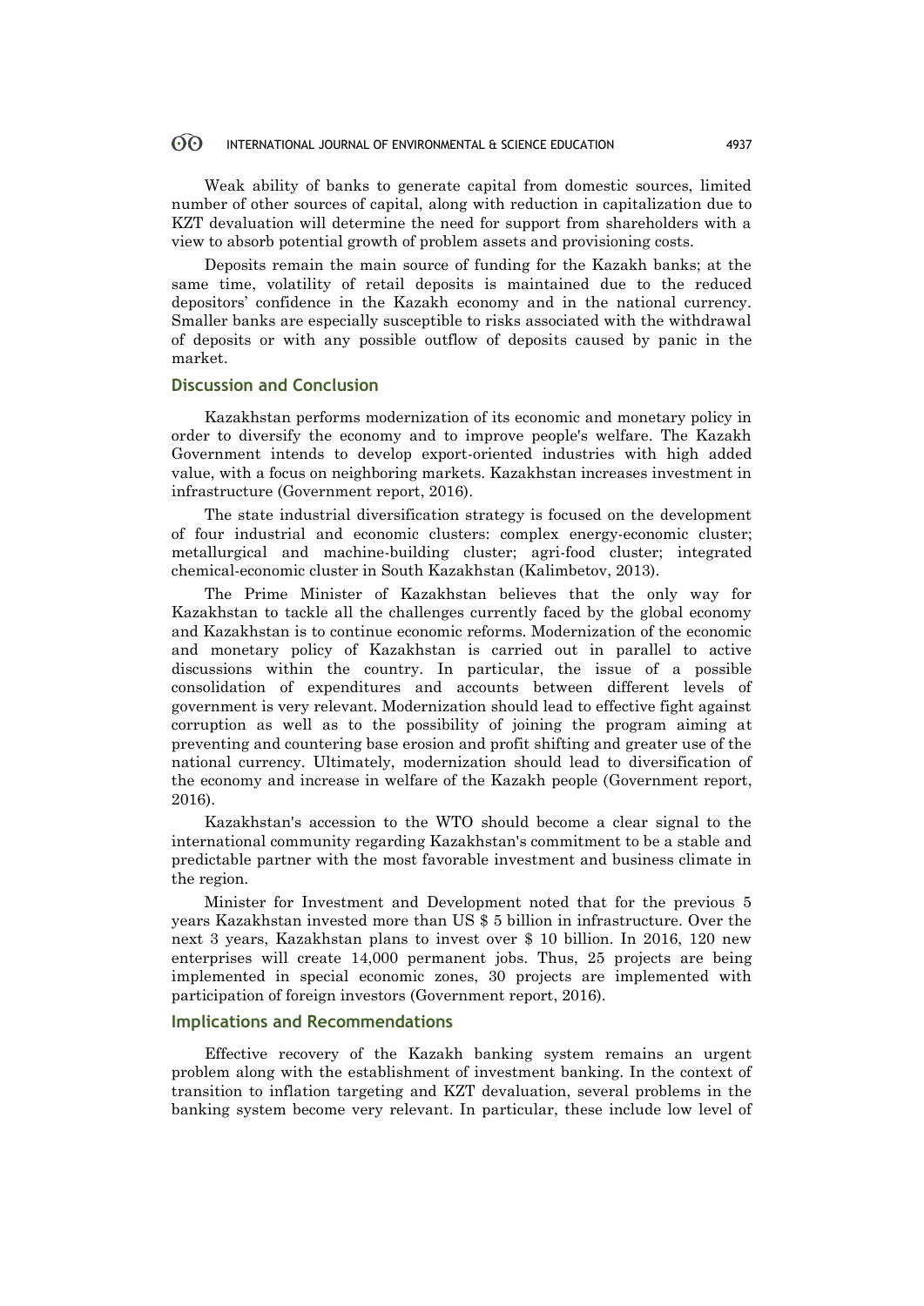Weak ability of banks to generate capital from domestic sources, limited number of other sources of capital, along with reduction in capitalization due to KZT devaluation will determine the need for support from shareholders with a view to absorb potential growth of problem assets and provisioning costs.

Deposits remain the main source of funding for the Kazakh banks; at the same time, volatility of retail deposits is maintained due to the reduced depositors' confidence in the Kazakh economy and in the national currency. Smaller banks are especially susceptible to risks associated with the withdrawal of deposits or with any possible outflow of deposits caused by panic in the market.

## Discussion and Conclusion

Kazakhstan performs modernization of its economic and monetary policy in order to diversify the economy and to improve people's welfare. The Kazakh Government intends to develop export-oriented industries with high added value, with a focus on neighboring markets. Kazakhstan increases investment in infrastructure (Government report, 2016).

The state industrial diversification strategy is focused on the development of four industrial and economic clusters: complex energy-economic cluster; metallurgical and machine-building cluster; agri-food cluster; integrated chemical-economic cluster in South Kazakhstan (Kalimbetov, 2013).

The Prime Minister of Kazakhstan believes that the only way for Kazakhstan to tackle all the challenges currently faced by the global economy and Kazakhstan is to continue economic reforms. Modernization of the economic and monetary policy of Kazakhstan is carried out in parallel to active discussions within the country. In particular, the issue of a possible consolidation of expenditures and accounts between different levels of government is very relevant. Modernization should lead to effective fight against corruption as well as to the possibility of joining the program aiming at preventing and countering base erosion and profit shifting and greater use of the national currency. Ultimately, modernization should lead to diversification of the economy and increase in welfare of the Kazakh people (Government report, 2016).

Kazakhstan's accession to the WTO should become a clear signal to the international community regarding Kazakhstan's commitment to be a stable and predictable partner with the most favorable investment and business climate in the region.

Minister for Investment and Development noted that for the previous 5 years Kazakhstan invested more than US $ 5 billion in infrastructure. Over the next 3 years, Kazakhstan plans to invest over $ 10 billion. In 2016, 120 new enterprises will create 14,000 permanent jobs. Thus, 25 projects are being implemented in special economic zones, 30 projects are implemented with participation of foreign investors (Government report, 2016).

## Implications and Recommendations

Effective recovery of the Kazakh banking system remains an urgent problem along with the establishment of investment banking. In the context of transition to inflation targeting and KZT devaluation, several problems in the banking system become very relevant. In particular, these include low level of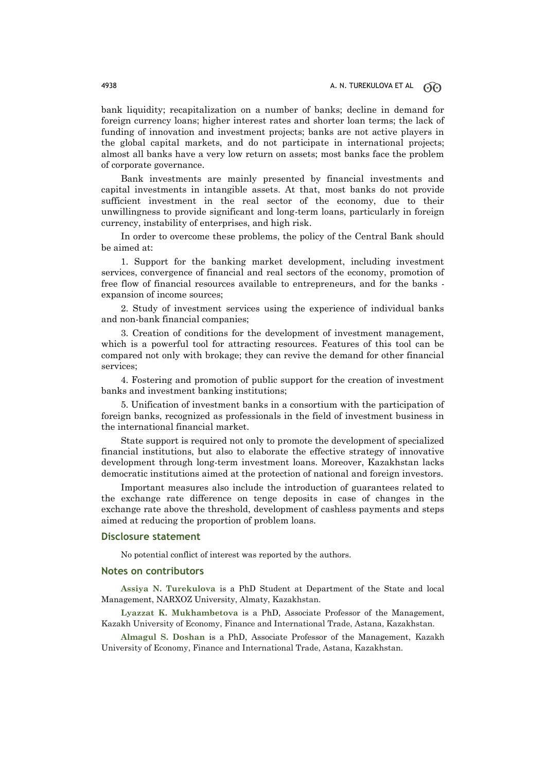bank liquidity; recapitalization on a number of banks; decline in demand for foreign currency loans; higher interest rates and shorter loan terms; the lack of funding of innovation and investment projects; banks are not active players in the global capital markets, and do not participate in international projects; almost all banks have a very low return on assets; most banks face the problem of corporate governance.

Bank investments are mainly presented by financial investments and capital investments in intangible assets. At that, most banks do not provide sufficient investment in the real sector of the economy, due to their unwillingness to provide significant and long-term loans, particularly in foreign currency, instability of enterprises, and high risk.

In order to overcome these problems, the policy of the Central Bank should be aimed at:

1. Support for the banking market development, including investment services, convergence of financial and real sectors of the economy, promotion of free flow of financial resources available to entrepreneurs, and for the banks - expansion of income sources;

2. Study of investment services using the experience of individual banks and non-bank financial companies;

3. Creation of conditions for the development of investment management, which is a powerful tool for attracting resources. Features of this tool can be compared not only with brokage; they can revive the demand for other financial services;

4. Fostering and promotion of public support for the creation of investment banks and investment banking institutions;

5. Unification of investment banks in a consortium with the participation of foreign banks, recognized as professionals in the field of investment business in the international financial market.

State support is required not only to promote the development of specialized financial institutions, but also to elaborate the effective strategy of innovative development through long-term investment loans. Moreover, Kazakhstan lacks democratic institutions aimed at the protection of national and foreign investors.

Important measures also include the introduction of guarantees related to the exchange rate difference on tenge deposits in case of changes in the exchange rate above the threshold, development of cashless payments and steps aimed at reducing the proportion of problem loans.

## Disclosure statement

No potential conflict of interest was reported by the authors.

## Notes on contributors

**Assiya N. Turekulova** is a PhD Student at Department of the State and local Management, NARXOZ University, Almaty, Kazakhstan.

**Lyazzat K. Mukhambetova** is a PhD, Associate Professor of the Management, Kazakh University of Economy, Finance and International Trade, Astana, Kazakhstan.

**Almagul S. Doshan** is a PhD, Associate Professor of the Management, Kazakh University of Economy, Finance and International Trade, Astana, Kazakhstan.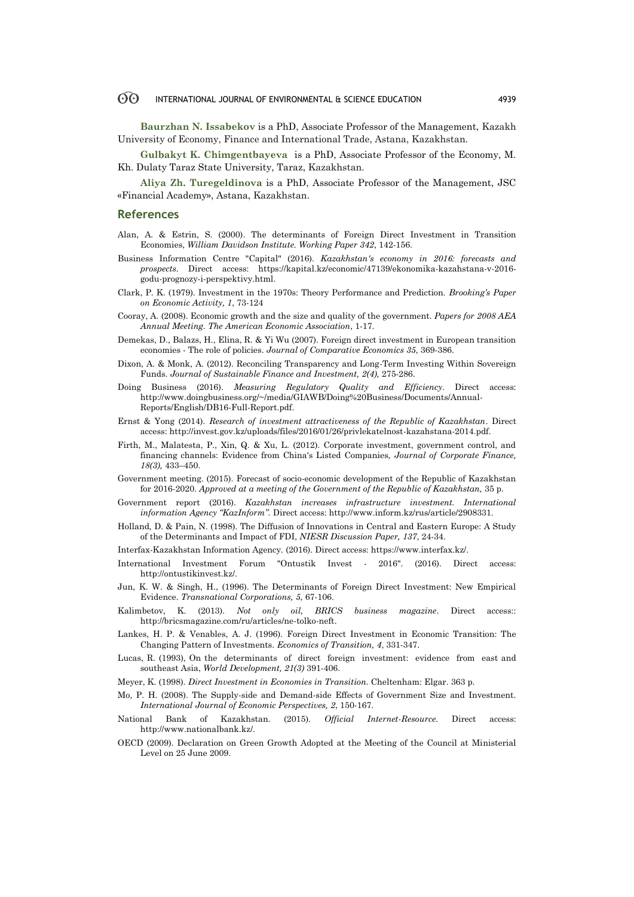**Baurzhan N. Issabekov** is a PhD, Associate Professor of the Management, Kazakh University of Economy, Finance and International Trade, Astana, Kazakhstan.

**Gulbakyt K. Chimgentbayeva** is a PhD, Associate Professor of the Economy, M. Kh. Dulaty Taraz State University, Taraz, Kazakhstan.

**Aliya Zh. Turegeldinova** is a PhD, Associate Professor of the Management, JSC «Financial Academy», Astana, Kazakhstan.

## References

Alan, A. & Estrin, S. (2000). The determinants of Foreign Direct Investment in Transition Economies, *William Davidson Institute. Working Paper 342*, 142-156.

Business Information Centre "Capital" (2016). *Kazakhstan's economy in 2016: forecasts and prospects*. Direct access: https://kapital.kz/economic/47139/ekonomika-kazahstana-v-2016-godu-prognozy-i-perspektivy.html.

Clark, P. K. (1979). Investment in the 1970s: Theory Performance and Prediction. *Brooking's Paper on Economic Activity, 1*, 73-124

Cooray, A. (2008). Economic growth and the size and quality of the government. *Papers for 2008 AEA Annual Meeting. The American Economic Association*, 1-17.

Demekas, D., Balazs, H., Elina, R. & Yi Wu (2007). Foreign direct investment in European transition economies - The role of policies. *Journal of Comparative Economics 35*, 369-386.

Dixon, A. & Monk, A. (2012). Reconciling Transparency and Long-Term Investing Within Sovereign Funds. *Journal of Sustainable Finance and Investment, 2(4),* 275-286.

Doing Business (2016). *Measuring Regulatory Quality and Efficiency*. Direct access: http://www.doingbusiness.org/~/media/GIAWB/Doing%20Business/Documents/Annual-Reports/English/DB16-Full-Report.pdf.

Ernst & Yong (2014). *Research of investment attractiveness of the Republic of Kazakhstan*. Direct access: http://invest.gov.kz/uploads/files/2016/01/26/privlekatelnost-kazahstana-2014.pdf.

Firth, M., Malatesta, P., Xin, Q. & Xu, L. (2012). Corporate investment, government control, and financing channels: Evidence from China's Listed Companies, *Journal of Corporate Finance, 18(3),* 433–450.

Government meeting. (2015). Forecast of socio-economic development of the Republic of Kazakhstan for 2016-2020. *Approved at a meeting of the Government of the Republic of Kazakhstan,* 35 p.

Government report (2016). *Kazakhstan increases infrastructure investment. International information Agency "KazInform"*. Direct access: http://www.inform.kz/rus/article/2908331.

Holland, D. & Pain, N. (1998). The Diffusion of Innovations in Central and Eastern Europe: A Study of the Determinants and Impact of FDI, *NIESR Discussion Paper, 137*, 24-34.

Interfax-Kazakhstan Information Agency. (2016). Direct access: https://www.interfax.kz/.

International Investment Forum "Ontustik Invest - 2016". (2016). Direct access: http://ontustikinvest.kz/.

Jun, K. W. & Singh, H., (1996). The Determinants of Foreign Direct Investment: New Empirical Evidence. *Transnational Corporations, 5*, 67-106.

Kalimbetov, K. (2013). *Not only oil, BRICS business magazine*. Direct access:: http://bricsmagazine.com/ru/articles/ne-tolko-neft.

Lankes, H. P. & Venables, A. J. (1996). Foreign Direct Investment in Economic Transition: The Changing Pattern of Investments. *Economics of Transition, 4*, 331-347.

Lucas, R. (1993), On the determinants of direct foreign investment: evidence from east and southeast Asia, *World Development, 21(3)* 391-406.

Meyer, K. (1998). *Direct Investment in Economies in Transition.* Cheltenham: Elgar. 363 p.

Mo, P. H. (2008). The Supply-side and Demand-side Effects of Government Size and Investment. *International Journal of Economic Perspectives, 2*, 150-167.

National Bank of Kazakhstan. (2015). *Official Internet-Resource.* Direct access: http://www.nationalbank.kz/.

OECD (2009). Declaration on Green Growth Adopted at the Meeting of the Council at Ministerial Level on 25 June 2009.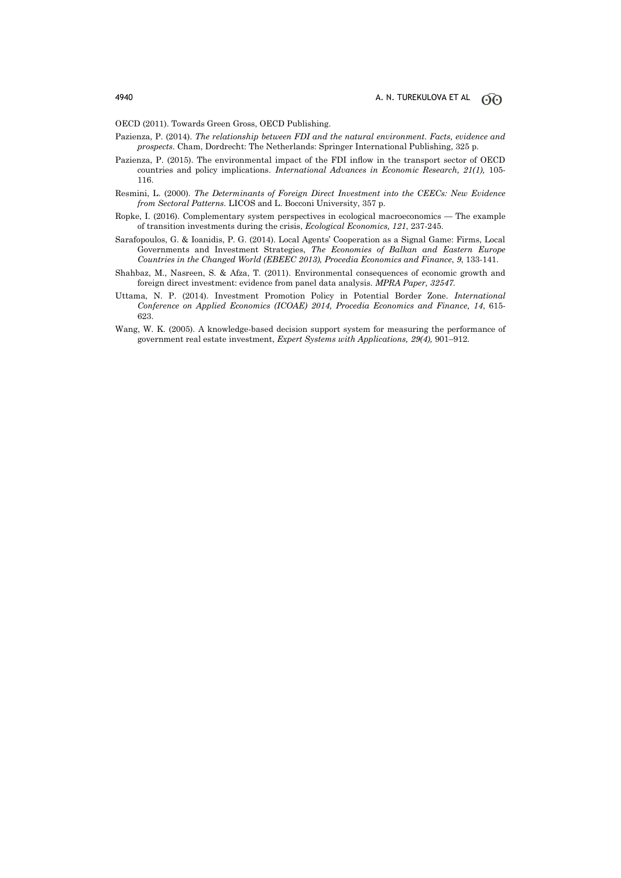OECD (2011). Towards Green Gross, OECD Publishing.

Pazienza, P. (2014). *The relationship between FDI and the natural environment. Facts, evidence and prospects.* Cham, Dordrecht: The Netherlands: Springer International Publishing, 325 p.

Pazienza, P. (2015). The environmental impact of the FDI inflow in the transport sector of OECD countries and policy implications. *International Advances in Economic Research, 21(1),* 105-116.

Resmini, L. (2000). *The Determinants of Foreign Direct Investment into the CEECs: New Evidence from Sectoral Patterns.* LICOS and L. Bocconi University, 357 p.

Ropke, I. (2016). Complementary system perspectives in ecological macroeconomics — The example of transition investments during the crisis, *Ecological Economics, 121*, 237-245.

Sarafopoulos, G. & Ioanidis, P. G. (2014). Local Agents' Cooperation as a Signal Game: Firms, Local Governments and Investment Strategies, *The Economies of Balkan and Eastern Europe Countries in the Changed World (EBEEC 2013), Procedia Economics and Finance*, *9*, 133-141.

Shahbaz, M., Nasreen, S. & Afza, T. (2011). Environmental consequences of economic growth and foreign direct investment: evidence from panel data analysis. *MPRA Paper, 32547.*

Uttama, N. P. (2014). Investment Promotion Policy in Potential Border Zone. *International Conference on Applied Economics (ICOAE) 2014, Procedia Economics and Finance, 14*, 615-623.

Wang, W. K. (2005). A knowledge-based decision support system for measuring the performance of government real estate investment, *Expert Systems with Applications, 29(4),* 901–912.